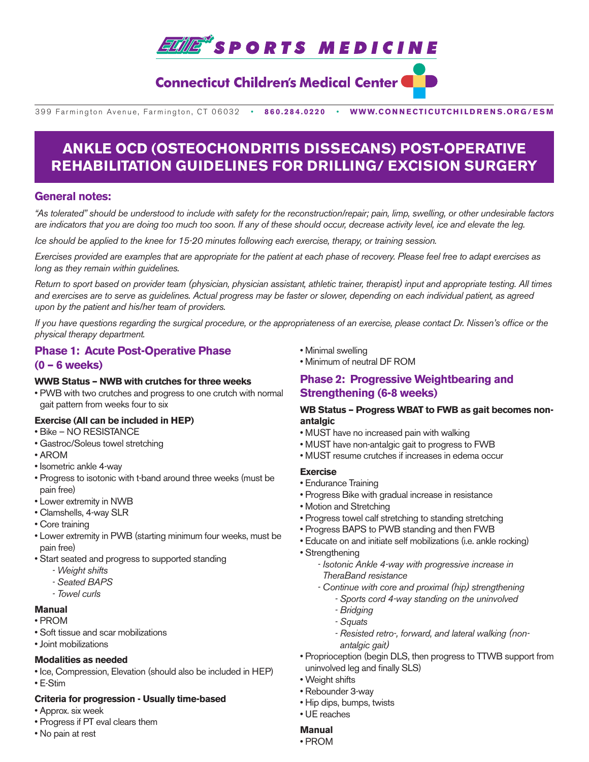ELITE SPORTS MEDICINE

Connecticut Children's Medical Center

399 Farmington Avenue, Farmington, CT 06032 • **860.284.0220** • **WWW.CONNECTICUTCHILDRENS.ORG/ESM**

# ANKLE OCD (OSTEOCHONDRITIS DISSECANS) POST-OPERATIVE REHABILITATION GUIDELINES FOR DRILLING/ EXCISION SURGERY

## General notes:

*"As tolerated" should be understood to include with safety for the reconstruction/repair; pain, limp, swelling, or other undesirable factors are indicators that you are doing too much too soon. If any of these should occur, decrease activity level, ice and elevate the leg.*

*Ice should be applied to the knee for 15-20 minutes following each exercise, therapy, or training session.*

*Exercises provided are examples that are appropriate for the patient at each phase of recovery. Please feel free to adapt exercises as long as they remain within guidelines.*

*Return to sport based on provider team (physician, physician assistant, athletic trainer, therapist) input and appropriate testing. All times and exercises are to serve as guidelines. Actual progress may be faster or slower, depending on each individual patient, as agreed upon by the patient and his/her team of providers.*

*If you have questions regarding the surgical procedure, or the appropriateness of an exercise, please contact Dr. Nissen's office or the physical therapy department.*

## Phase 1: Acute Post-Operative Phase (0 – 6 weeks)

**WWB Status – NWB with crutches for three weeks**

- PWB with two crutches and progress to one crutch with normal gait pattern from weeks four to six

**Exercise (All can be included in HEP)**

- Bike – NO RESISTANCE
- Gastroc/Soleus towel stretching
- AROM
- Isometric ankle 4-way
- Progress to isotonic with t-band around three weeks (must be pain free)
- Lower extremity in NWB
- Clamshells, 4-way SLR
- Core training
- Lower extremity in PWB (starting minimum four weeks, must be pain free)
- Start seated and progress to supported standing
  - *Weight shifts*
  - *Seated BAPS*
  - *Towel curls*

**Manual**

- PROM
- Soft tissue and scar mobilizations
- Joint mobilizations

**Modalities as needed**

- Ice, Compression, Elevation (should also be included in HEP)
- E-Stim

**Criteria for progression - Usually time-based**

- Approx. six week
- Progress if PT eval clears them
- No pain at rest
- Minimal swelling
- Minimum of neutral DF ROM

## Phase 2: Progressive Weightbearing and Strengthening (6-8 weeks)

**WB Status – Progress WBAT to FWB as gait becomes non-antalgic**

- MUST have no increased pain with walking
- MUST have non-antalgic gait to progress to FWB
- MUST resume crutches if increases in edema occur

**Exercise**

- Endurance Training
- Progress Bike with gradual increase in resistance
- Motion and Stretching
- Progress towel calf stretching to standing stretching
- Progress BAPS to PWB standing and then FWB
- Educate on and initiate self mobilizations (i.e. ankle rocking)
- Strengthening
  - *Isotonic Ankle 4-way with progressive increase in TheraBand resistance*
  - *Continue with core and proximal (hip) strengthening*
    - *Sports cord 4-way standing on the uninvolved*
    - *Bridging*
    - *Squats*
    - *Resisted retro-, forward, and lateral walking (non-antalgic gait)*
- Proprioception (begin DLS, then progress to TTWB support from uninvolved leg and finally SLS)
- Weight shifts
- Rebounder 3-way
- Hip dips, bumps, twists
- UE reaches

**Manual**

- PROM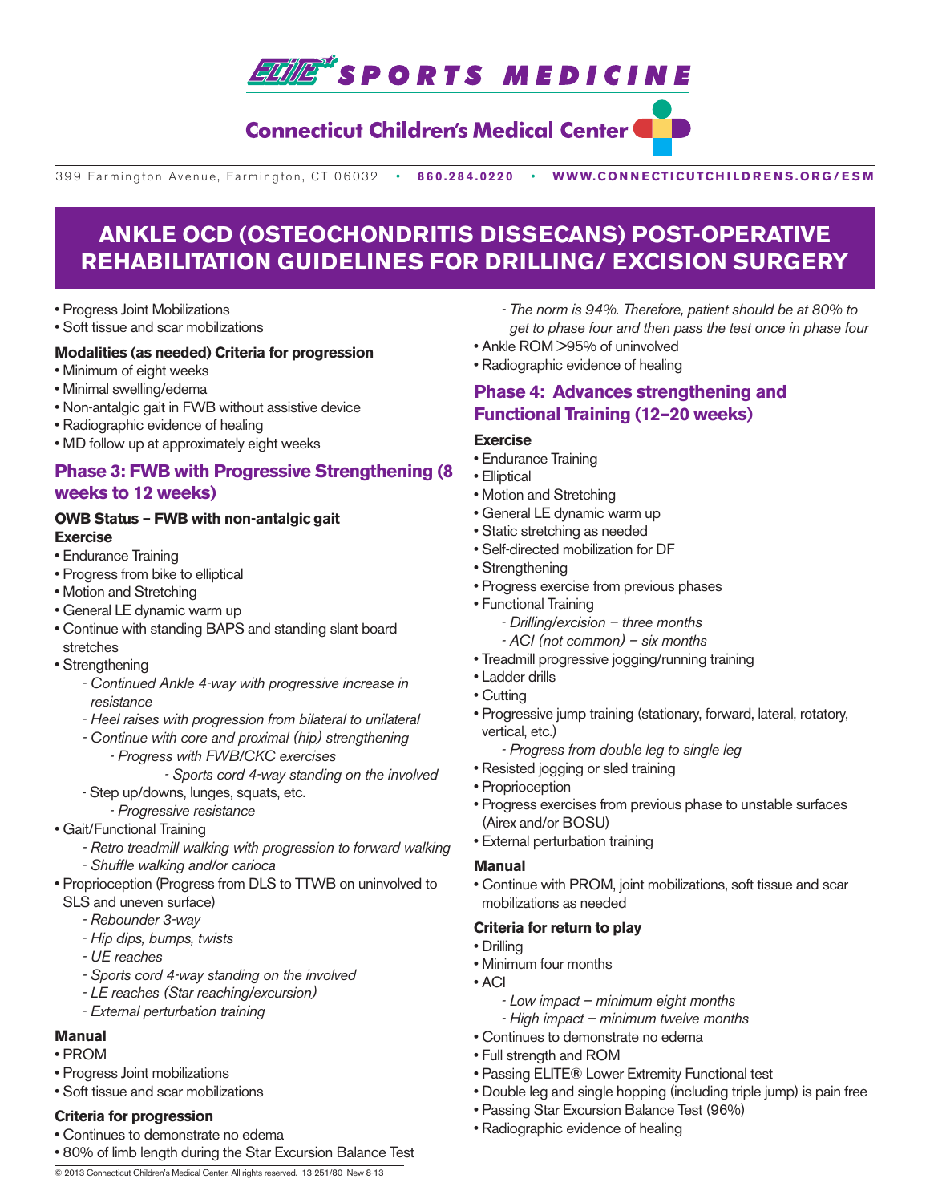# ANKLE OCD (OSTEOCHONDRITIS DISSECANS) POST-OPERATIVE REHABILITATION GUIDELINES FOR DRILLING/ EXCISION SURGERY

- Progress Joint Mobilizations
- Soft tissue and scar mobilizations

**Modalities (as needed) Criteria for progression**

- Minimum of eight weeks
- Minimal swelling/edema
- Non-antalgic gait in FWB without assistive device
- Radiographic evidence of healing
- MD follow up at approximately eight weeks

## Phase 3: FWB with Progressive Strengthening (8 weeks to 12 weeks)

**OWB Status – FWB with non-antalgic gait**

**Exercise**

- Endurance Training
- Progress from bike to elliptical
- Motion and Stretching
- General LE dynamic warm up
- Continue with standing BAPS and standing slant board stretches
- Strengthening
  - *Continued Ankle 4-way with progressive increase in resistance*
  - *Heel raises with progression from bilateral to unilateral*
  - *Continue with core and proximal (hip) strengthening*
    - *Progress with FWB/CKC exercises*
      - *Sports cord 4-way standing on the involved*
  - Step up/downs, lunges, squats, etc.
    - *Progressive resistance*
- Gait/Functional Training
  - *Retro treadmill walking with progression to forward walking*
  - *Shuffle walking and/or carioca*
- Proprioception (Progress from DLS to TTWB on uninvolved to SLS and uneven surface)
  - *Rebounder 3-way*
  - *Hip dips, bumps, twists*
  - *UE reaches*
  - *Sports cord 4-way standing on the involved*
  - *LE reaches (Star reaching/excursion)*
  - *External perturbation training*

**Manual**

- PROM
- Progress Joint mobilizations
- Soft tissue and scar mobilizations

**Criteria for progression**

- Continues to demonstrate no edema
- 80% of limb length during the Star Excursion Balance Test
  - *The norm is 94%. Therefore, patient should be at 80% to get to phase four and then pass the test once in phase four*
- Ankle ROM >95% of uninvolved
- Radiographic evidence of healing

## Phase 4: Advances strengthening and Functional Training (12–20 weeks)

**Exercise**

- Endurance Training
- Elliptical
- Motion and Stretching
- General LE dynamic warm up
- Static stretching as needed
- Self-directed mobilization for DF
- Strengthening
- Progress exercise from previous phases
- Functional Training
  - *Drilling/excision – three months*
  - *ACI (not common) – six months*
- Treadmill progressive jogging/running training
- Ladder drills
- Cutting
- Progressive jump training (stationary, forward, lateral, rotatory, vertical, etc.)
  - *Progress from double leg to single leg*
- Resisted jogging or sled training
- Proprioception
- Progress exercises from previous phase to unstable surfaces (Airex and/or BOSU)
- External perturbation training

**Manual**

- Continue with PROM, joint mobilizations, soft tissue and scar mobilizations as needed

**Criteria for return to play**

- Drilling
- Minimum four months
- ACI
  - *Low impact – minimum eight months*
  - *High impact – minimum twelve months*
- Continues to demonstrate no edema
- Full strength and ROM
- Passing ELITE® Lower Extremity Functional test
- Double leg and single hopping (including triple jump) is pain free
- Passing Star Excursion Balance Test (96%)
- Radiographic evidence of healing

© 2013 Connecticut Children's Medical Center. All rights reserved. 13-251/80 New 8-13